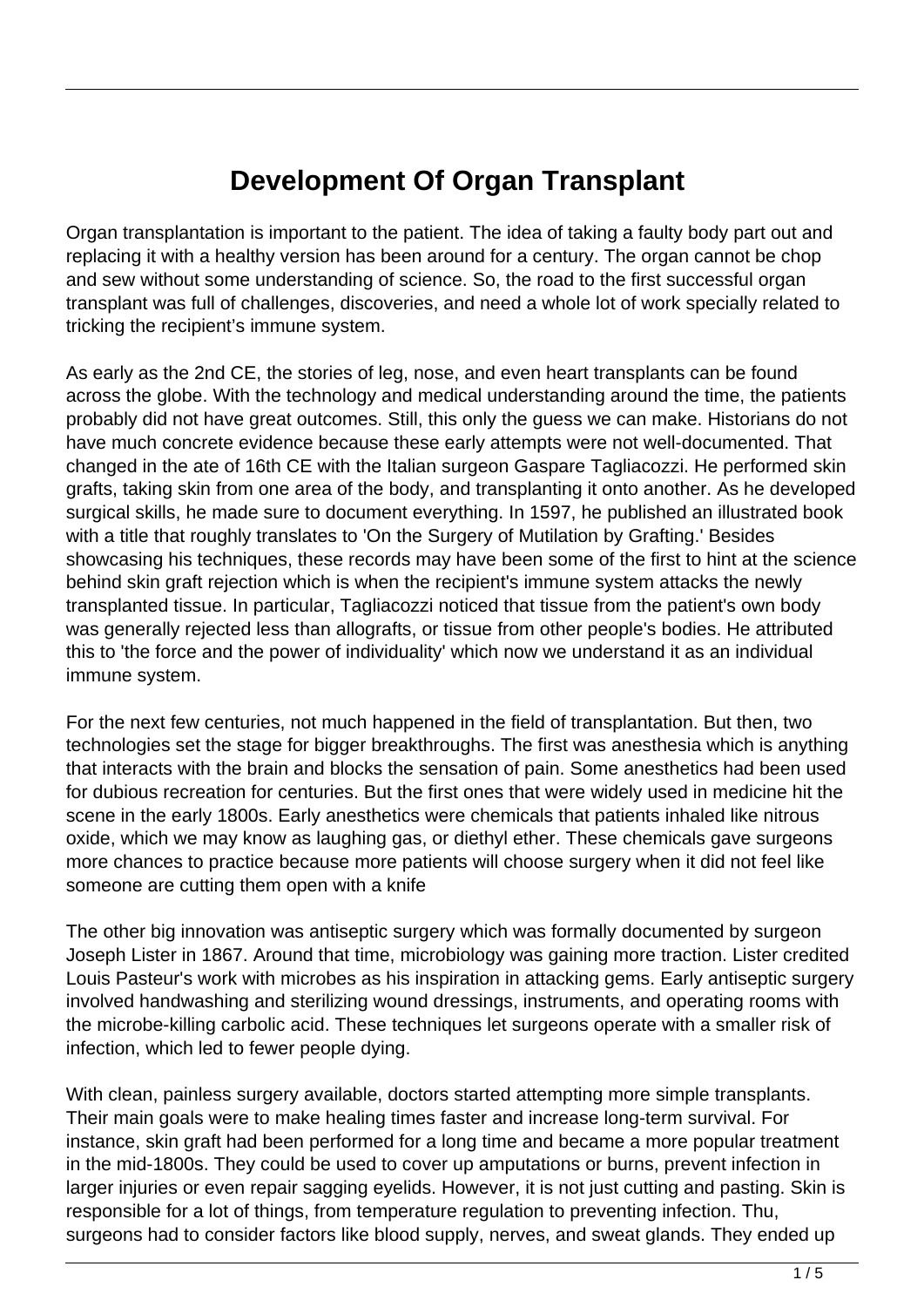# Development Of Organ Transplant

Organ transplantation is important to the patient. The idea of taking a faulty body part out and replacing it with a healthy version has been around for a century. The organ cannot be chop and sew without some understanding of science. So, the road to the first successful organ transplant was full of challenges, discoveries, and need a whole lot of work specially related to tricking the recipient's immune system.

As early as the 2nd CE, the stories of leg, nose, and even heart transplants can be found across the globe. With the technology and medical understanding around the time, the patients probably did not have great outcomes. Still, this only the guess we can make. Historians do not have much concrete evidence because these early attempts were not well-documented. That changed in the ate of 16th CE with the Italian surgeon Gaspare Tagliacozzi. He performed skin grafts, taking skin from one area of the body, and transplanting it onto another. As he developed surgical skills, he made sure to document everything. In 1597, he published an illustrated book with a title that roughly translates to 'On the Surgery of Mutilation by Grafting.' Besides showcasing his techniques, these records may have been some of the first to hint at the science behind skin graft rejection which is when the recipient's immune system attacks the newly transplanted tissue. In particular, Tagliacozzi noticed that tissue from the patient's own body was generally rejected less than allografts, or tissue from other people's bodies. He attributed this to 'the force and the power of individuality' which now we understand it as an individual immune system.

For the next few centuries, not much happened in the field of transplantation. But then, two technologies set the stage for bigger breakthroughs. The first was anesthesia which is anything that interacts with the brain and blocks the sensation of pain. Some anesthetics had been used for dubious recreation for centuries. But the first ones that were widely used in medicine hit the scene in the early 1800s. Early anesthetics were chemicals that patients inhaled like nitrous oxide, which we may know as laughing gas, or diethyl ether. These chemicals gave surgeons more chances to practice because more patients will choose surgery when it did not feel like someone are cutting them open with a knife

The other big innovation was antiseptic surgery which was formally documented by surgeon Joseph Lister in 1867. Around that time, microbiology was gaining more traction. Lister credited Louis Pasteur's work with microbes as his inspiration in attacking gems. Early antiseptic surgery involved handwashing and sterilizing wound dressings, instruments, and operating rooms with the microbe-killing carbolic acid. These techniques let surgeons operate with a smaller risk of infection, which led to fewer people dying.

With clean, painless surgery available, doctors started attempting more simple transplants. Their main goals were to make healing times faster and increase long-term survival. For instance, skin graft had been performed for a long time and became a more popular treatment in the mid-1800s. They could be used to cover up amputations or burns, prevent infection in larger injuries or even repair sagging eyelids. However, it is not just cutting and pasting. Skin is responsible for a lot of things, from temperature regulation to preventing infection. Thu, surgeons had to consider factors like blood supply, nerves, and sweat glands. They ended up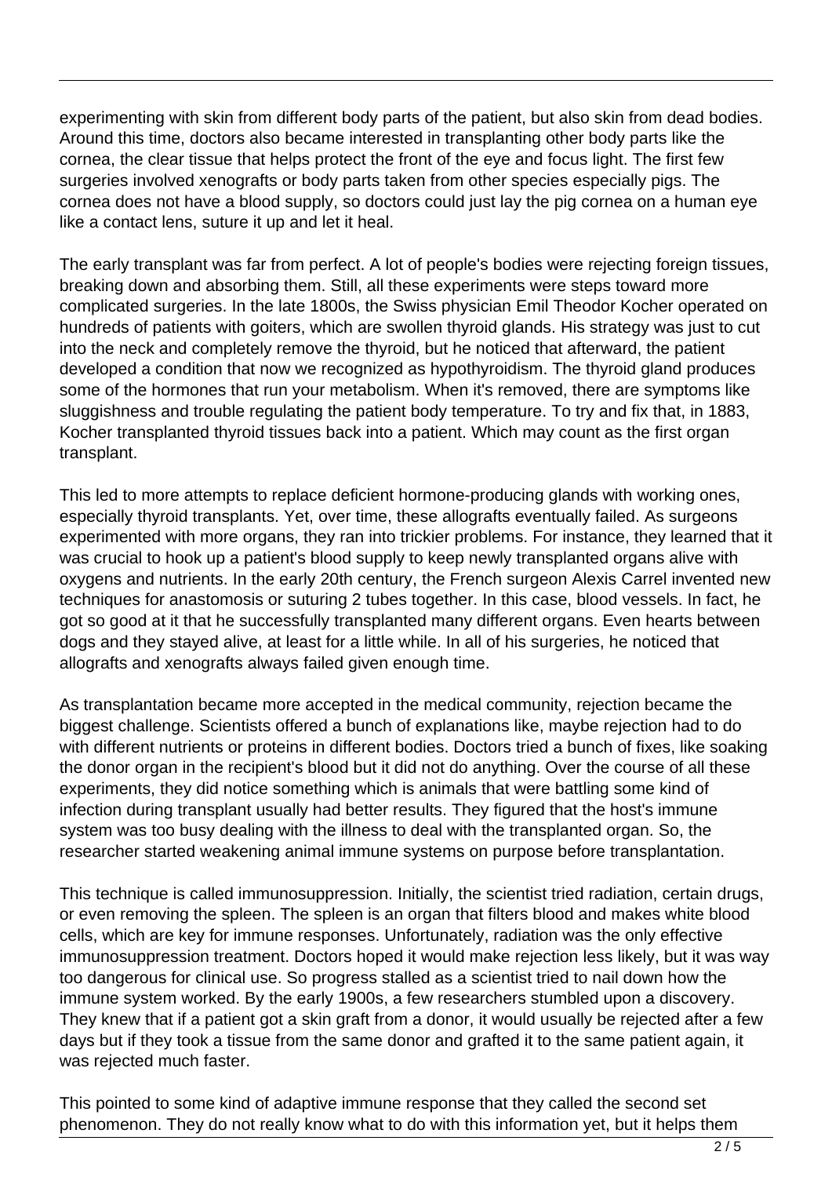experimenting with skin from different body parts of the patient, but also skin from dead bodies. Around this time, doctors also became interested in transplanting other body parts like the cornea, the clear tissue that helps protect the front of the eye and focus light. The first few surgeries involved xenografts or body parts taken from other species especially pigs. The cornea does not have a blood supply, so doctors could just lay the pig cornea on a human eye like a contact lens, suture it up and let it heal.

The early transplant was far from perfect. A lot of people's bodies were rejecting foreign tissues, breaking down and absorbing them. Still, all these experiments were steps toward more complicated surgeries. In the late 1800s, the Swiss physician Emil Theodor Kocher operated on hundreds of patients with goiters, which are swollen thyroid glands. His strategy was just to cut into the neck and completely remove the thyroid, but he noticed that afterward, the patient developed a condition that now we recognized as hypothyroidism. The thyroid gland produces some of the hormones that run your metabolism. When it's removed, there are symptoms like sluggishness and trouble regulating the patient body temperature. To try and fix that, in 1883, Kocher transplanted thyroid tissues back into a patient. Which may count as the first organ transplant.

This led to more attempts to replace deficient hormone-producing glands with working ones, especially thyroid transplants. Yet, over time, these allografts eventually failed. As surgeons experimented with more organs, they ran into trickier problems. For instance, they learned that it was crucial to hook up a patient's blood supply to keep newly transplanted organs alive with oxygens and nutrients. In the early 20th century, the French surgeon Alexis Carrel invented new techniques for anastomosis or suturing 2 tubes together. In this case, blood vessels. In fact, he got so good at it that he successfully transplanted many different organs. Even hearts between dogs and they stayed alive, at least for a little while. In all of his surgeries, he noticed that allografts and xenografts always failed given enough time.

As transplantation became more accepted in the medical community, rejection became the biggest challenge. Scientists offered a bunch of explanations like, maybe rejection had to do with different nutrients or proteins in different bodies. Doctors tried a bunch of fixes, like soaking the donor organ in the recipient's blood but it did not do anything. Over the course of all these experiments, they did notice something which is animals that were battling some kind of infection during transplant usually had better results. They figured that the host's immune system was too busy dealing with the illness to deal with the transplanted organ. So, the researcher started weakening animal immune systems on purpose before transplantation.

This technique is called immunosuppression. Initially, the scientist tried radiation, certain drugs, or even removing the spleen. The spleen is an organ that filters blood and makes white blood cells, which are key for immune responses. Unfortunately, radiation was the only effective immunosuppression treatment. Doctors hoped it would make rejection less likely, but it was way too dangerous for clinical use. So progress stalled as a scientist tried to nail down how the immune system worked. By the early 1900s, a few researchers stumbled upon a discovery. They knew that if a patient got a skin graft from a donor, it would usually be rejected after a few days but if they took a tissue from the same donor and grafted it to the same patient again, it was rejected much faster.

This pointed to some kind of adaptive immune response that they called the second set phenomenon. They do not really know what to do with this information yet, but it helps them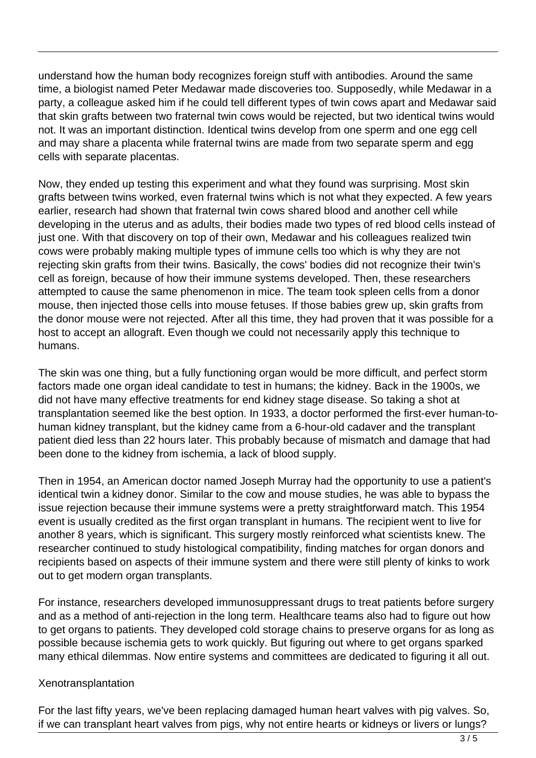understand how the human body recognizes foreign stuff with antibodies. Around the same time, a biologist named Peter Medawar made discoveries too. Supposedly, while Medawar in a party, a colleague asked him if he could tell different types of twin cows apart and Medawar said that skin grafts between two fraternal twin cows would be rejected, but two identical twins would not. It was an important distinction. Identical twins develop from one sperm and one egg cell and may share a placenta while fraternal twins are made from two separate sperm and egg cells with separate placentas.

Now, they ended up testing this experiment and what they found was surprising. Most skin grafts between twins worked, even fraternal twins which is not what they expected. A few years earlier, research had shown that fraternal twin cows shared blood and another cell while developing in the uterus and as adults, their bodies made two types of red blood cells instead of just one. With that discovery on top of their own, Medawar and his colleagues realized twin cows were probably making multiple types of immune cells too which is why they are not rejecting skin grafts from their twins. Basically, the cows' bodies did not recognize their twin's cell as foreign, because of how their immune systems developed. Then, these researchers attempted to cause the same phenomenon in mice. The team took spleen cells from a donor mouse, then injected those cells into mouse fetuses. If those babies grew up, skin grafts from the donor mouse were not rejected. After all this time, they had proven that it was possible for a host to accept an allograft. Even though we could not necessarily apply this technique to humans.

The skin was one thing, but a fully functioning organ would be more difficult, and perfect storm factors made one organ ideal candidate to test in humans; the kidney. Back in the 1900s, we did not have many effective treatments for end kidney stage disease. So taking a shot at transplantation seemed like the best option. In 1933, a doctor performed the first-ever human-to-human kidney transplant, but the kidney came from a 6-hour-old cadaver and the transplant patient died less than 22 hours later. This probably because of mismatch and damage that had been done to the kidney from ischemia, a lack of blood supply.

Then in 1954, an American doctor named Joseph Murray had the opportunity to use a patient's identical twin a kidney donor. Similar to the cow and mouse studies, he was able to bypass the issue rejection because their immune systems were a pretty straightforward match. This 1954 event is usually credited as the first organ transplant in humans. The recipient went to live for another 8 years, which is significant. This surgery mostly reinforced what scientists knew. The researcher continued to study histological compatibility, finding matches for organ donors and recipients based on aspects of their immune system and there were still plenty of kinks to work out to get modern organ transplants.

For instance, researchers developed immunosuppressant drugs to treat patients before surgery and as a method of anti-rejection in the long term. Healthcare teams also had to figure out how to get organs to patients. They developed cold storage chains to preserve organs for as long as possible because ischemia gets to work quickly. But figuring out where to get organs sparked many ethical dilemmas. Now entire systems and committees are dedicated to figuring it all out.

## Xenotransplantation

For the last fifty years, we've been replacing damaged human heart valves with pig valves. So, if we can transplant heart valves from pigs, why not entire hearts or kidneys or livers or lungs?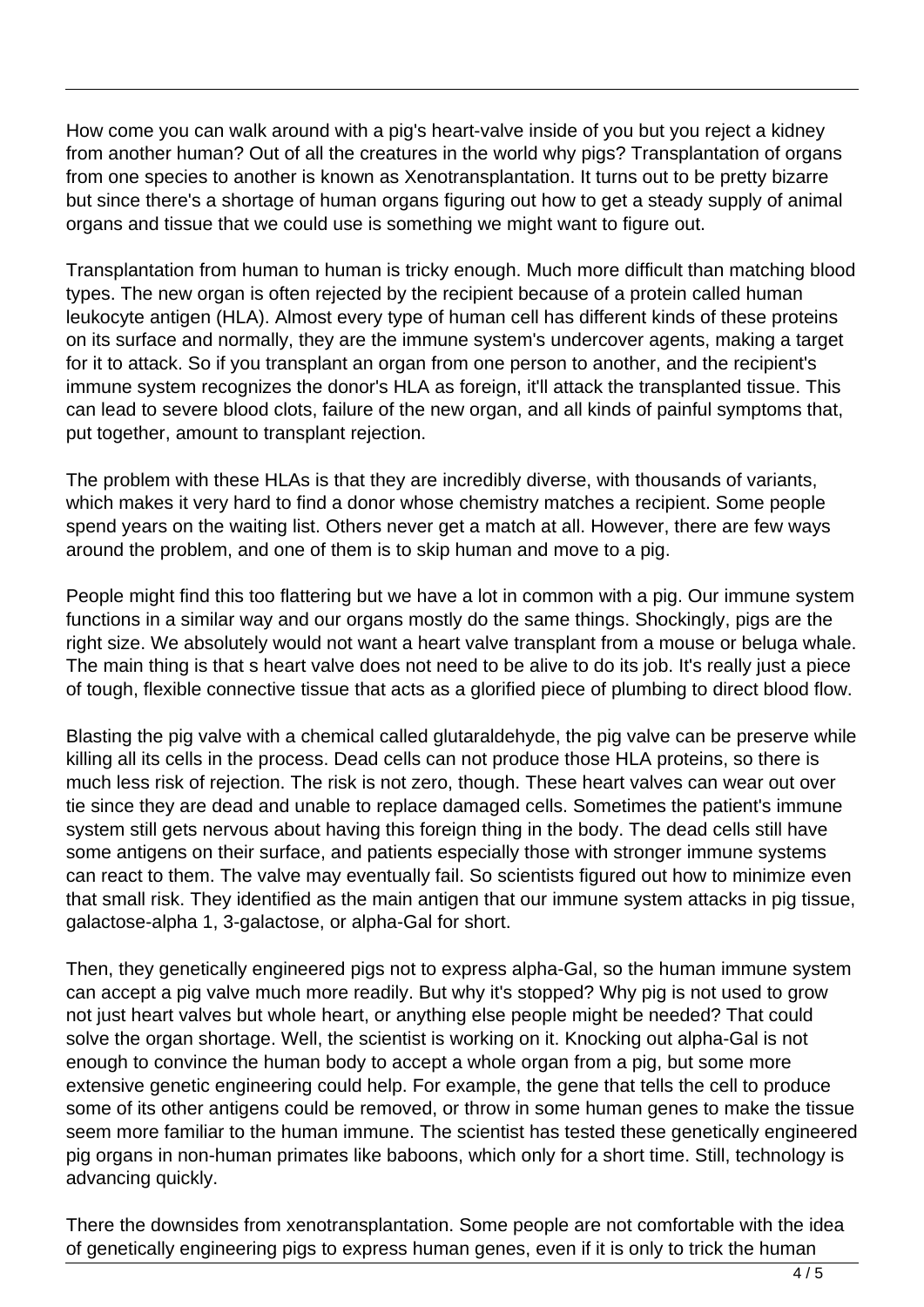How come you can walk around with a pig's heart-valve inside of you but you reject a kidney from another human? Out of all the creatures in the world why pigs? Transplantation of organs from one species to another is known as Xenotransplantation. It turns out to be pretty bizarre but since there's a shortage of human organs figuring out how to get a steady supply of animal organs and tissue that we could use is something we might want to figure out.

Transplantation from human to human is tricky enough. Much more difficult than matching blood types. The new organ is often rejected by the recipient because of a protein called human leukocyte antigen (HLA). Almost every type of human cell has different kinds of these proteins on its surface and normally, they are the immune system's undercover agents, making a target for it to attack. So if you transplant an organ from one person to another, and the recipient's immune system recognizes the donor's HLA as foreign, it'll attack the transplanted tissue. This can lead to severe blood clots, failure of the new organ, and all kinds of painful symptoms that, put together, amount to transplant rejection.

The problem with these HLAs is that they are incredibly diverse, with thousands of variants, which makes it very hard to find a donor whose chemistry matches a recipient. Some people spend years on the waiting list. Others never get a match at all. However, there are few ways around the problem, and one of them is to skip human and move to a pig.

People might find this too flattering but we have a lot in common with a pig. Our immune system functions in a similar way and our organs mostly do the same things. Shockingly, pigs are the right size. We absolutely would not want a heart valve transplant from a mouse or beluga whale. The main thing is that s heart valve does not need to be alive to do its job. It's really just a piece of tough, flexible connective tissue that acts as a glorified piece of plumbing to direct blood flow.

Blasting the pig valve with a chemical called glutaraldehyde, the pig valve can be preserve while killing all its cells in the process. Dead cells can not produce those HLA proteins, so there is much less risk of rejection. The risk is not zero, though. These heart valves can wear out over tie since they are dead and unable to replace damaged cells. Sometimes the patient's immune system still gets nervous about having this foreign thing in the body. The dead cells still have some antigens on their surface, and patients especially those with stronger immune systems can react to them. The valve may eventually fail. So scientists figured out how to minimize even that small risk. They identified as the main antigen that our immune system attacks in pig tissue, galactose-alpha 1, 3-galactose, or alpha-Gal for short.

Then, they genetically engineered pigs not to express alpha-Gal, so the human immune system can accept a pig valve much more readily. But why it's stopped? Why pig is not used to grow not just heart valves but whole heart, or anything else people might be needed? That could solve the organ shortage. Well, the scientist is working on it. Knocking out alpha-Gal is not enough to convince the human body to accept a whole organ from a pig, but some more extensive genetic engineering could help. For example, the gene that tells the cell to produce some of its other antigens could be removed, or throw in some human genes to make the tissue seem more familiar to the human immune. The scientist has tested these genetically engineered pig organs in non-human primates like baboons, which only for a short time. Still, technology is advancing quickly.

There the downsides from xenotransplantation. Some people are not comfortable with the idea of genetically engineering pigs to express human genes, even if it is only to trick the human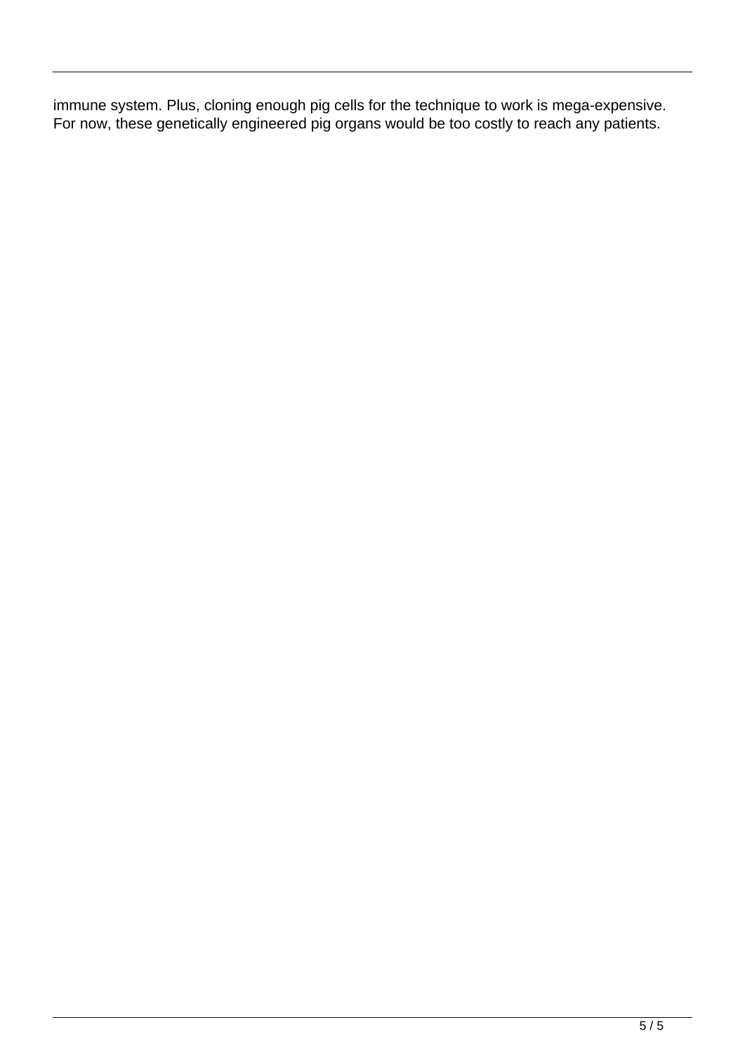immune system. Plus, cloning enough pig cells for the technique to work is mega-expensive. For now, these genetically engineered pig organs would be too costly to reach any patients.